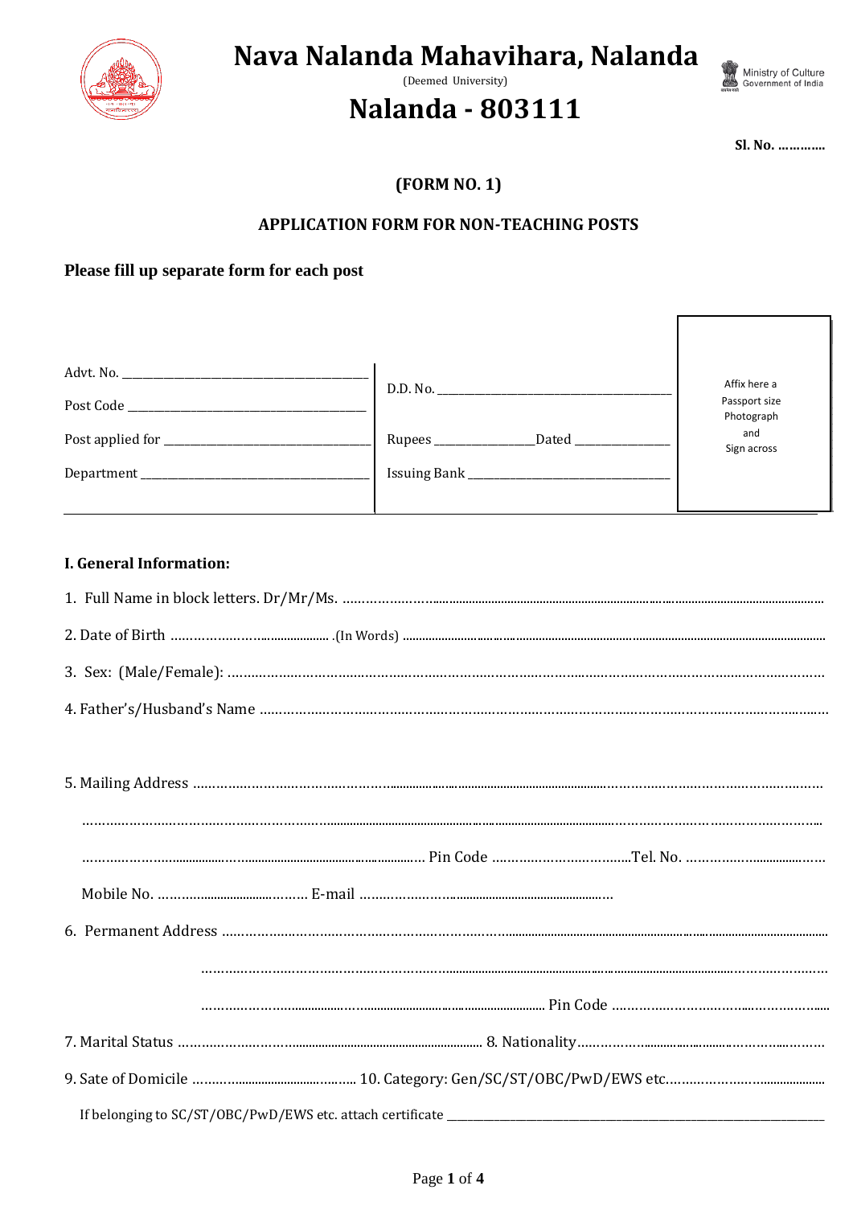# Nava Nalanda Mahavihara, Nalanda

(Deemed University)

# Nalanda - 803111

Ministry of Culture
Government of India

**Sl. No. …………**

## (FORM NO. 1)

## APPLICATION FORM FOR NON-TEACHING POSTS

**Please fill up separate form for each post**

| | | |
|---|---|---|
| Advt. No. ________________________ | D.D. No. ________________________ | Affix here a Passport size Photograph and Sign across |
| Post Code ________________________ | | |
| Post applied for ____________________ | Rupees ______________ Dated ______________ | |
| Department ________________________ | Issuing Bank ________________________ | |

### I. General Information:

1. Full Name in block letters. Dr/Mr/Ms. ……………………………………………………………

2. Date of Birth ………………………… .(In Words) ……………………………………………………

3. Sex: (Male/Female): ……………………………………………………………………………

4. Father's/Husband's Name ……………………………………………………………………

5. Mailing Address ……………………………………………………………………………

……………………………………………………………………………………………………

…………………………………………… Pin Code ……………………………Tel. No. ……………………

Mobile No. ……………………………… E-mail ……………………………………………

6. Permanent Address ……………………………………………………………………………

……………………………………………………………………………………………

…………………………………………… Pin Code ……………………………………

7. Marital Status ………………………………………… 8. Nationality……………………………………

9. Sate of Domicile ……………………………… 10. Category: Gen/SC/ST/OBC/PwD/EWS etc………………………

If belonging to SC/ST/OBC/PwD/EWS etc. attach certificate ____________________________________________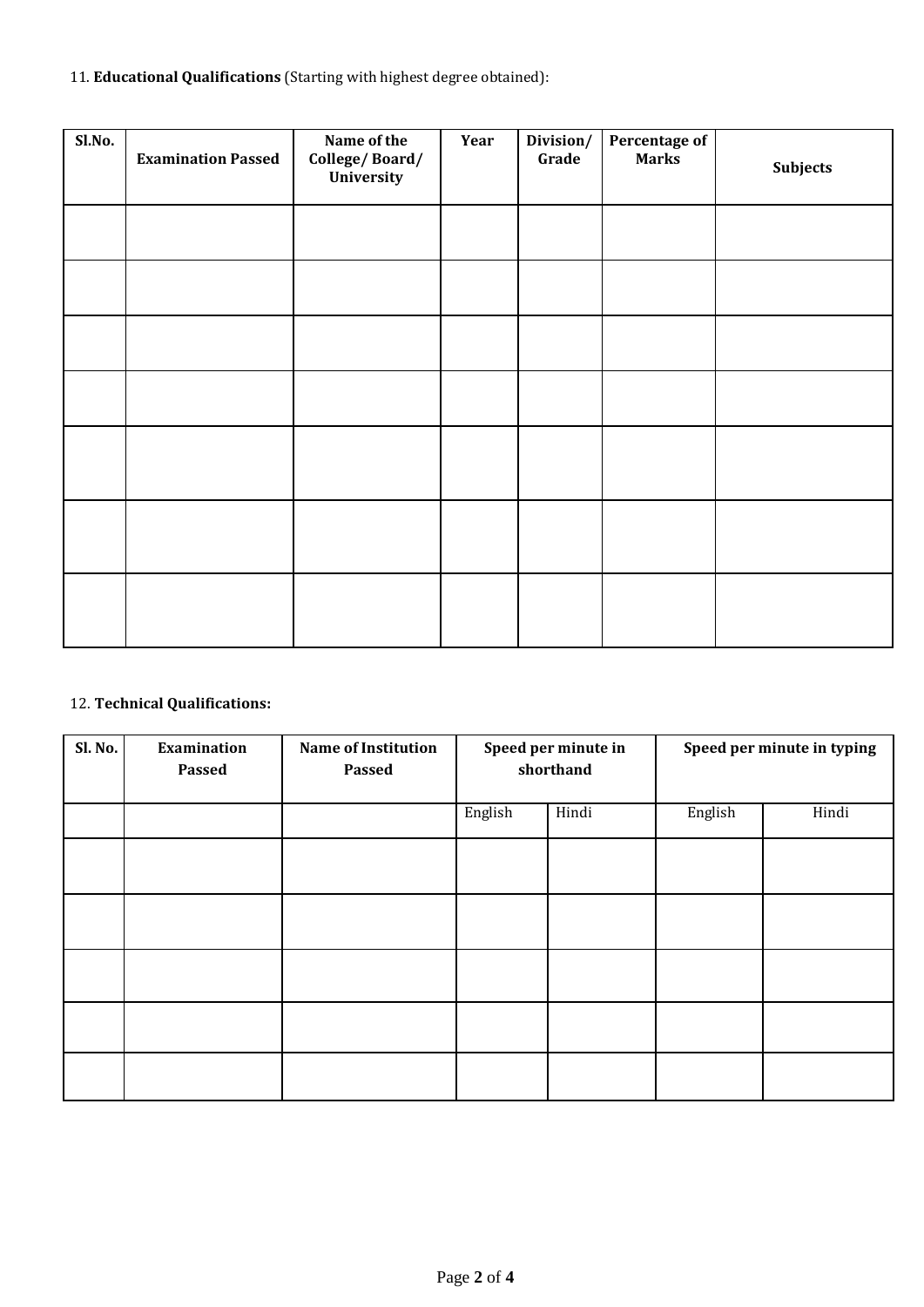11. **Educational Qualifications** (Starting with highest degree obtained):

| Sl.No. | Examination Passed | Name of the College/ Board/ University | Year | Division/ Grade | Percentage of Marks | Subjects |
|---|---|---|---|---|---|---|
| | | | | | | |
| | | | | | | |
| | | | | | | |
| | | | | | | |
| | | | | | | |
| | | | | | | |
| | | | | | | |

12. **Technical Qualifications:**

| Sl. No. | Examination Passed | Name of Institution Passed | Speed per minute in shorthand | | Speed per minute in typing | |
|---|---|---|---|---|---|---|
| | | | English | Hindi | English | Hindi |
| | | | | | | |
| | | | | | | |
| | | | | | | |
| | | | | | | |
| | | | | | | |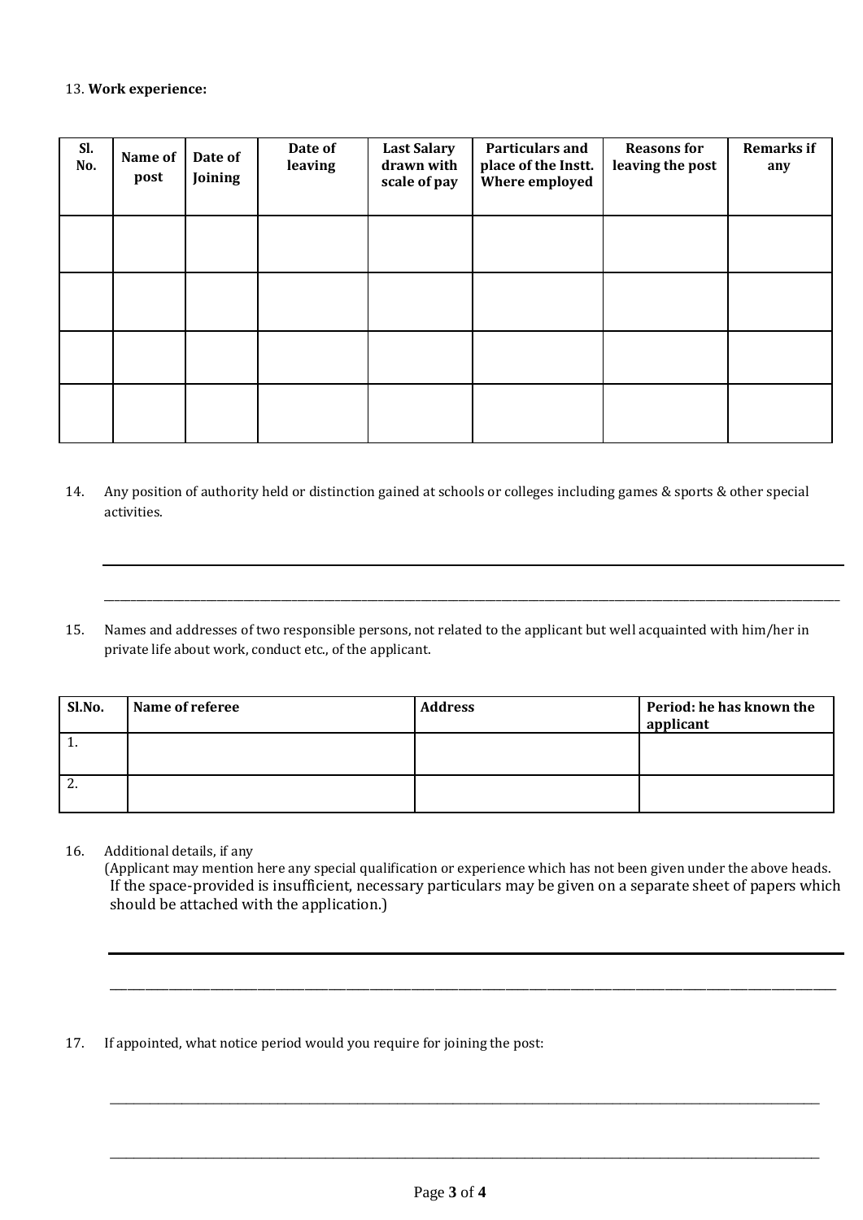13. **Work experience:**

| **Sl. No.** | **Name of post** | **Date of Joining** | **Date of leaving** | **Last Salary drawn with scale of pay** | **Particulars and place of the Instt. Where employed** | **Reasons for leaving the post** | **Remarks if any** |
|---|---|---|---|---|---|---|---|
| | | | | | | | |
| | | | | | | | |
| | | | | | | | |
| | | | | | | | |

14. Any position of authority held or distinction gained at schools or colleges including games & sports & other special activities.

_______________________________________________________________________________________________

_______________________________________________________________________________________________

15. Names and addresses of two responsible persons, not related to the applicant but well acquainted with him/her in private life about work, conduct etc., of the applicant.

| **Sl.No.** | **Name of referee** | **Address** | **Period: he has known the applicant** |
|---|---|---|---|
| 1. | | | |
| 2. | | | |

16. Additional details, if any
(Applicant may mention here any special qualification or experience which has not been given under the above heads. If the space-provided is insufficient, necessary particulars may be given on a separate sheet of papers which should be attached with the application.)

_______________________________________________________________________________________________

_______________________________________________________________________________________________

17. If appointed, what notice period would you require for joining the post:

_______________________________________________________________________________________________

_______________________________________________________________________________________________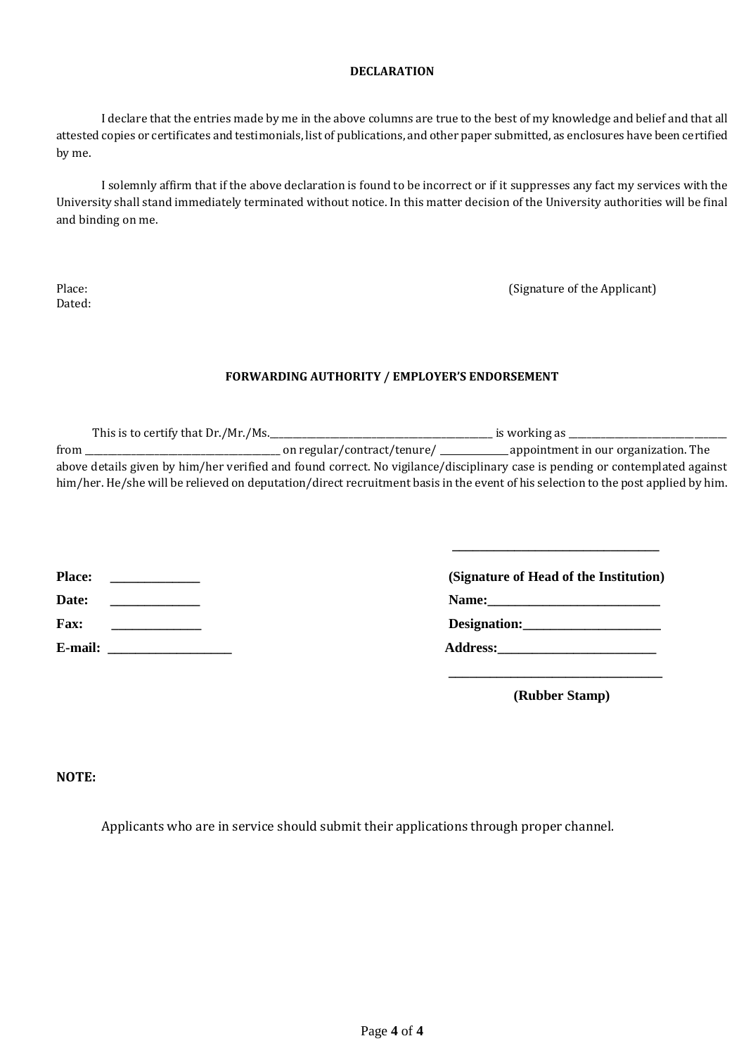**DECLARATION**

I declare that the entries made by me in the above columns are true to the best of my knowledge and belief and that all attested copies or certificates and testimonials, list of publications, and other paper submitted, as enclosures have been certified by me.

I solemnly affirm that if the above declaration is found to be incorrect or if it suppresses any fact my services with the University shall stand immediately terminated without notice. In this matter decision of the University authorities will be final and binding on me.

Place:
Dated:

(Signature of the Applicant)

**FORWARDING AUTHORITY / EMPLOYER'S ENDORSEMENT**

This is to certify that Dr./Mr./Ms.________________________________________ is working as ____________________________ from ___________________________________ on regular/contract/tenure/ _____________ appointment in our organization. The above details given by him/her verified and found correct. No vigilance/disciplinary case is pending or contemplated against him/her. He/she will be relieved on deputation/direct recruitment basis in the event of his selection to the post applied by him.

**Place:** ______________

**Date:** ______________

**Fax:** ______________

**E-mail:** ____________________

________________________________

**(Signature of Head of the Institution)**

**Name:**___________________________

**Designation:**______________________

**Address:**_________________________

________________________________

**(Rubber Stamp)**

**NOTE:**

Applicants who are in service should submit their applications through proper channel.